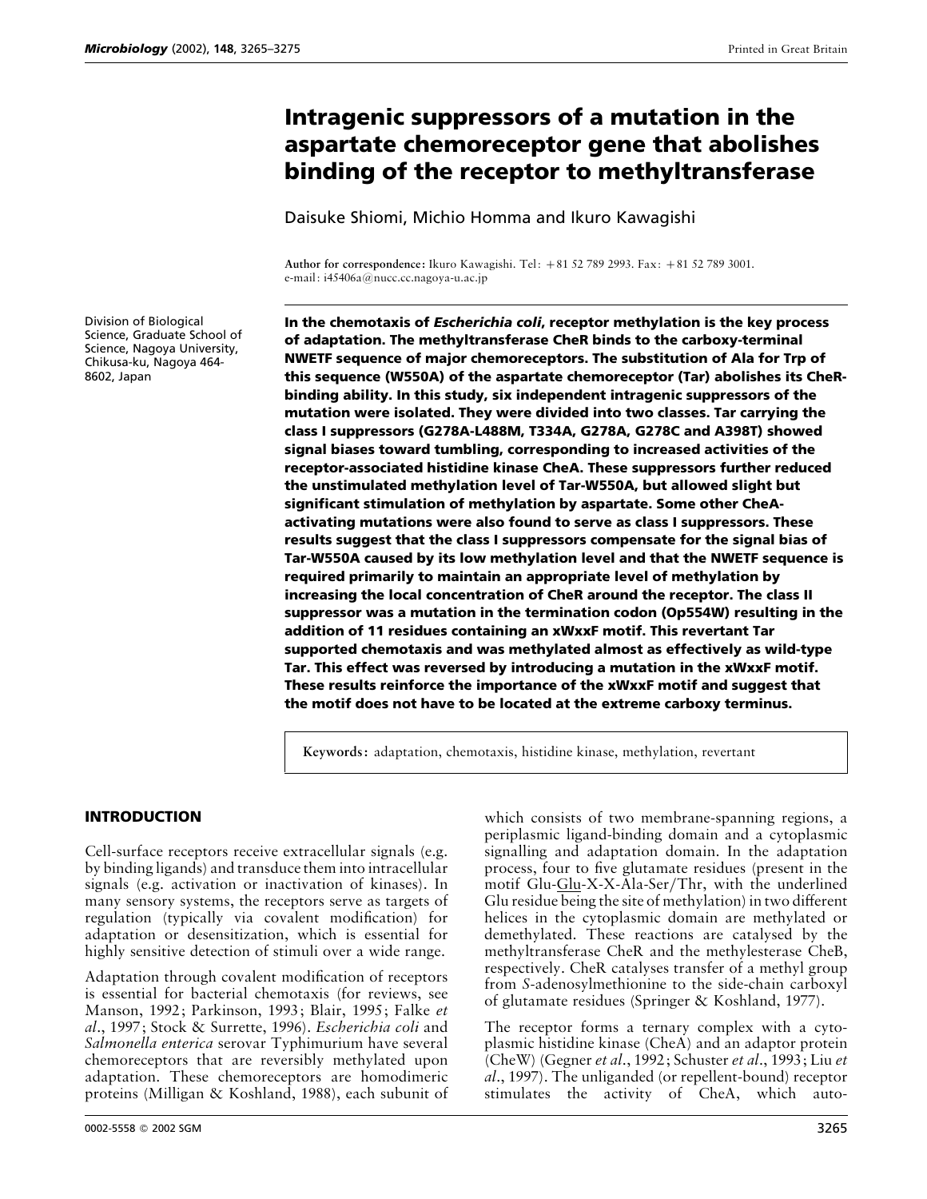# Intragenic suppressors of a mutation in the aspartate chemoreceptor gene that abolishes binding of the receptor to methyltransferase

Daisuke Shiomi, Michio Homma and Ikuro Kawagishi

**Author for correspondence:** Ikuro Kawagishi. Tel: +81 52 789 2993. Fax: +81 52 789 3001. e-mail: i45406a@nucc.cc.nagoya-u.ac.jp

Division of Biological Science, Graduate School of Science, Nagoya University, Chikusa-ku, Nagoya 464-8602, Japan

**In the chemotaxis of *Escherichia coli*, receptor methylation is the key process of adaptation. The methyltransferase CheR binds to the carboxy-terminal NWETF sequence of major chemoreceptors. The substitution of Ala for Trp of this sequence (W550A) of the aspartate chemoreceptor (Tar) abolishes its CheR-binding ability. In this study, six independent intragenic suppressors of the mutation were isolated. They were divided into two classes. Tar carrying the class I suppressors (G278A-L488M, T334A, G278A, G278C and A398T) showed signal biases toward tumbling, corresponding to increased activities of the receptor-associated histidine kinase CheA. These suppressors further reduced the unstimulated methylation level of Tar-W550A, but allowed slight but significant stimulation of methylation by aspartate. Some other CheA-activating mutations were also found to serve as class I suppressors. These results suggest that the class I suppressors compensate for the signal bias of Tar-W550A caused by its low methylation level and that the NWETF sequence is required primarily to maintain an appropriate level of methylation by increasing the local concentration of CheR around the receptor. The class II suppressor was a mutation in the termination codon (Op554W) resulting in the addition of 11 residues containing an xWxxF motif. This revertant Tar supported chemotaxis and was methylated almost as effectively as wild-type Tar. This effect was reversed by introducing a mutation in the xWxxF motif. These results reinforce the importance of the xWxxF motif and suggest that the motif does not have to be located at the extreme carboxy terminus.**

**Keywords:** adaptation, chemotaxis, histidine kinase, methylation, revertant

## INTRODUCTION

Cell-surface receptors receive extracellular signals (e.g. by binding ligands) and transduce them into intracellular signals (e.g. activation or inactivation of kinases). In many sensory systems, the receptors serve as targets of regulation (typically via covalent modification) for adaptation or desensitization, which is essential for highly sensitive detection of stimuli over a wide range.

Adaptation through covalent modification of receptors is essential for bacterial chemotaxis (for reviews, see Manson, 1992; Parkinson, 1993; Blair, 1995; Falke *et al*., 1997; Stock & Surrette, 1996). *Escherichia coli* and *Salmonella enterica* serovar Typhimurium have several chemoreceptors that are reversibly methylated upon adaptation. These chemoreceptors are homodimeric proteins (Milligan & Koshland, 1988), each subunit of which consists of two membrane-spanning regions, a periplasmic ligand-binding domain and a cytoplasmic signalling and adaptation domain. In the adaptation process, four to five glutamate residues (present in the motif Glu-<u>Glu</u>-X-X-Ala-Ser/Thr, with the underlined Glu residue being the site of methylation) in two different helices in the cytoplasmic domain are methylated or demethylated. These reactions are catalysed by the methyltransferase CheR and the methylesterase CheB, respectively. CheR catalyses transfer of a methyl group from *S*-adenosylmethionine to the side-chain carboxyl of glutamate residues (Springer & Koshland, 1977).

The receptor forms a ternary complex with a cytoplasmic histidine kinase (CheA) and an adaptor protein (CheW) (Gegner *et al*., 1992; Schuster *et al*., 1993; Liu *et al*., 1997). The unliganded (or repellent-bound) receptor stimulates the activity of CheA, which auto-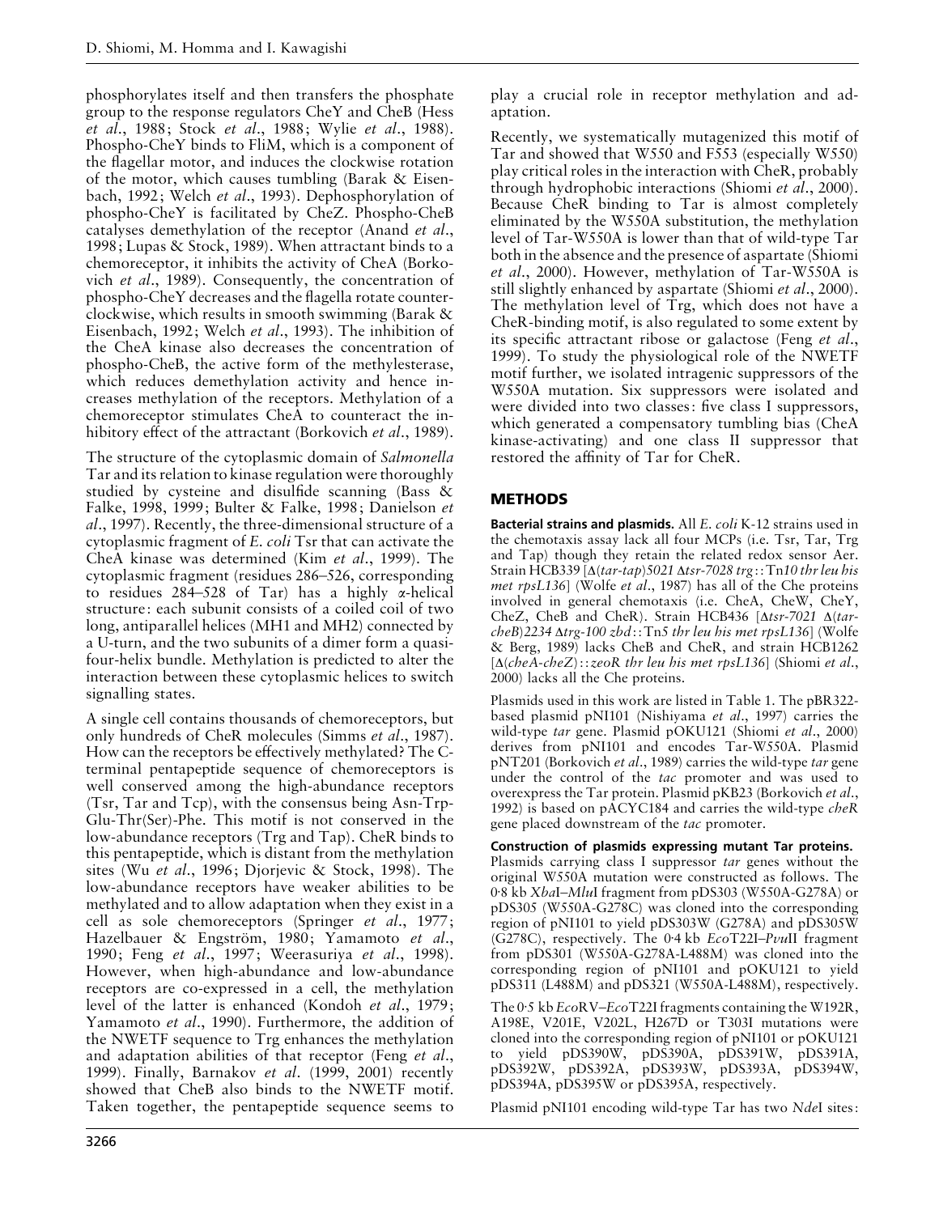phosphorylates itself and then transfers the phosphate group to the response regulators CheY and CheB (Hess *et al*., 1988; Stock *et al*., 1988; Wylie *et al*., 1988). Phospho-CheY binds to FliM, which is a component of the flagellar motor, and induces the clockwise rotation of the motor, which causes tumbling (Barak & Eisenbach, 1992; Welch *et al*., 1993). Dephosphorylation of phospho-CheY is facilitated by CheZ. Phospho-CheB catalyses demethylation of the receptor (Anand *et al*., 1998; Lupas & Stock, 1989). When attractant binds to a chemoreceptor, it inhibits the activity of CheA (Borkovich *et al*., 1989). Consequently, the concentration of phospho-CheY decreases and the flagella rotate counterclockwise, which results in smooth swimming (Barak & Eisenbach, 1992; Welch *et al*., 1993). The inhibition of the CheA kinase also decreases the concentration of phospho-CheB, the active form of the methylesterase, which reduces demethylation activity and hence increases methylation of the receptors. Methylation of a chemoreceptor stimulates CheA to counteract the inhibitory effect of the attractant (Borkovich *et al*., 1989).

The structure of the cytoplasmic domain of *Salmonella* Tar and its relation to kinase regulation were thoroughly studied by cysteine and disulfide scanning (Bass & Falke, 1998, 1999; Bulter & Falke, 1998; Danielson *et al*., 1997). Recently, the three-dimensional structure of a cytoplasmic fragment of *E. coli* Tsr that can activate the CheA kinase was determined (Kim *et al*., 1999). The cytoplasmic fragment (residues 286–526, corresponding to residues 284–528 of Tar) has a highly α-helical structure: each subunit consists of a coiled coil of two long, antiparallel helices (MH1 and MH2) connected by a U-turn, and the two subunits of a dimer form a quasi-four-helix bundle. Methylation is predicted to alter the interaction between these cytoplasmic helices to switch signalling states.

A single cell contains thousands of chemoreceptors, but only hundreds of CheR molecules (Simms *et al*., 1987). How can the receptors be effectively methylated? The C-terminal pentapeptide sequence of chemoreceptors is well conserved among the high-abundance receptors (Tsr, Tar and Tcp), with the consensus being Asn-Trp-Glu-Thr(Ser)-Phe. This motif is not conserved in the low-abundance receptors (Trg and Tap). CheR binds to this pentapeptide, which is distant from the methylation sites (Wu *et al*., 1996; Djorjevic & Stock, 1998). The low-abundance receptors have weaker abilities to be methylated and to allow adaptation when they exist in a cell as sole chemoreceptors (Springer *et al*., 1977; Hazelbauer & Engström, 1980; Yamamoto *et al*., 1990; Feng *et al*., 1997; Weerasuriya *et al*., 1998). However, when high-abundance and low-abundance receptors are co-expressed in a cell, the methylation level of the latter is enhanced (Kondoh *et al*., 1979; Yamamoto *et al*., 1990). Furthermore, the addition of the NWETF sequence to Trg enhances the methylation and adaptation abilities of that receptor (Feng *et al*., 1999). Finally, Barnakov *et al*. (1999, 2001) recently showed that CheB also binds to the NWETF motif. Taken together, the pentapeptide sequence seems to play a crucial role in receptor methylation and adaptation.

Recently, we systematically mutagenized this motif of Tar and showed that W550 and F553 (especially W550) play critical roles in the interaction with CheR, probably through hydrophobic interactions (Shiomi *et al*., 2000). Because CheR binding to Tar is almost completely eliminated by the W550A substitution, the methylation level of Tar-W550A is lower than that of wild-type Tar both in the absence and the presence of aspartate (Shiomi *et al*., 2000). However, methylation of Tar-W550A is still slightly enhanced by aspartate (Shiomi *et al*., 2000). The methylation level of Trg, which does not have a CheR-binding motif, is also regulated to some extent by its specific attractant ribose or galactose (Feng *et al*., 1999). To study the physiological role of the NWETF motif further, we isolated intragenic suppressors of the W550A mutation. Six suppressors were isolated and were divided into two classes: five class I suppressors, which generated a compensatory tumbling bias (CheA kinase-activating) and one class II suppressor that restored the affinity of Tar for CheR.

## METHODS

**Bacterial strains and plasmids.** All *E. coli* K-12 strains used in the chemotaxis assay lack all four MCPs (i.e. Tsr, Tar, Trg and Tap) though they retain the related redox sensor Aer. Strain HCB339 [Δ(*tar-tap*)*5021* Δ*tsr-7028 trg*::Tn*10 thr leu his met rpsL136*] (Wolfe *et al*., 1987) has all of the Che proteins involved in general chemotaxis (i.e. CheA, CheW, CheY, CheZ, CheB and CheR). Strain HCB436 [Δ*tsr-7021* Δ(*tar-cheB*)*2234* Δ*trg-100 zbd*::Tn*5 thr leu his met rpsL136*] (Wolfe & Berg, 1989) lacks CheB and CheR, and strain HCB1262 [Δ(*cheA-cheZ*)::*zeoR thr leu his met rpsL136*] (Shiomi *et al*., 2000) lacks all the Che proteins.

Plasmids used in this work are listed in Table 1. The pBR322-based plasmid pNI101 (Nishiyama *et al*., 1997) carries the wild-type *tar* gene. Plasmid pOKU121 (Shiomi *et al*., 2000) derives from pNI101 and encodes Tar-W550A. Plasmid pNT201 (Borkovich *et al*., 1989) carries the wild-type *tar* gene under the control of the *tac* promoter and was used to overexpress the Tar protein. Plasmid pKB23 (Borkovich *et al*., 1992) is based on pACYC184 and carries the wild-type *cheR* gene placed downstream of the *tac* promoter.

**Construction of plasmids expressing mutant Tar proteins.** Plasmids carrying class I suppressor *tar* genes without the original W550A mutation were constructed as follows. The 0·8 kb *Xba*I–*Mlu*I fragment from pDS303 (W550A-G278A) or pDS305 (W550A-G278C) was cloned into the corresponding region of pNI101 to yield pDS303W (G278A) and pDS305W (G278C), respectively. The 0·4 kb *Eco*T22I–*Pvu*II fragment from pDS301 (W550A-G278A-L488M) was cloned into the corresponding region of pNI101 and pOKU121 to yield pDS311 (L488M) and pDS321 (W550A-L488M), respectively.

The 0·5 kb *Eco*RV–*Eco*T22I fragments containing the W192R, A198E, V201E, V202L, H267D or T303I mutations were cloned into the corresponding region of pNI101 or pOKU121 to yield pDS390W, pDS390A, pDS391W, pDS391A, pDS392W, pDS392A, pDS393W, pDS393A, pDS394W, pDS394A, pDS395W or pDS395A, respectively.

Plasmid pNI101 encoding wild-type Tar has two *Nde*I sites: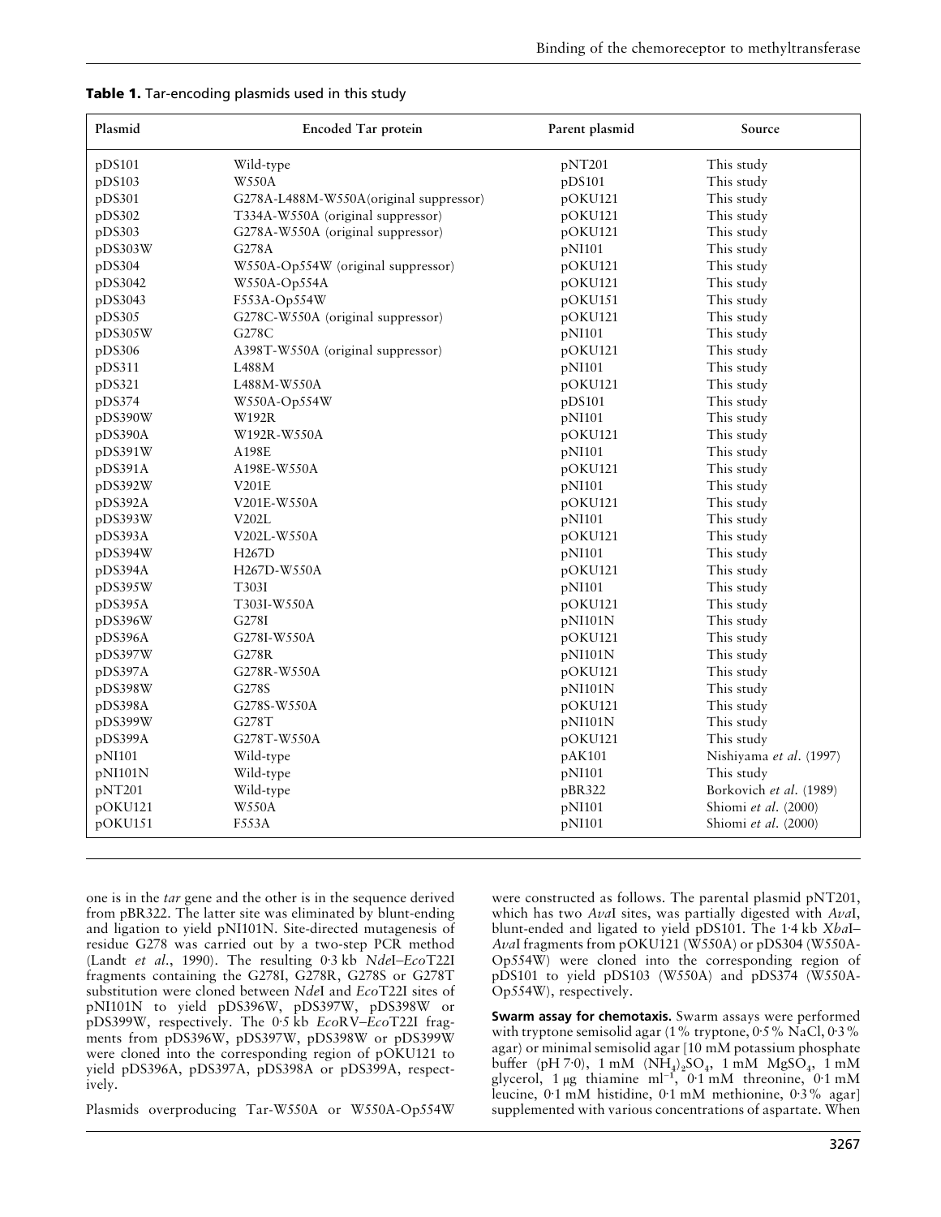**Table 1.** Tar-encoding plasmids used in this study

| Plasmid | Encoded Tar protein | Parent plasmid | Source |
|---|---|---|---|
| pDS101 | Wild-type | pNT201 | This study |
| pDS103 | W550A | pDS101 | This study |
| pDS301 | G278A-L488M-W550A(original suppressor) | pOKU121 | This study |
| pDS302 | T334A-W550A (original suppressor) | pOKU121 | This study |
| pDS303 | G278A-W550A (original suppressor) | pOKU121 | This study |
| pDS303W | G278A | pNI101 | This study |
| pDS304 | W550A-Op554W (original suppressor) | pOKU121 | This study |
| pDS3042 | W550A-Op554A | pOKU121 | This study |
| pDS3043 | F553A-Op554W | pOKU151 | This study |
| pDS305 | G278C-W550A (original suppressor) | pOKU121 | This study |
| pDS305W | G278C | pNI101 | This study |
| pDS306 | A398T-W550A (original suppressor) | pOKU121 | This study |
| pDS311 | L488M | pNI101 | This study |
| pDS321 | L488M-W550A | pOKU121 | This study |
| pDS374 | W550A-Op554W | pDS101 | This study |
| pDS390W | W192R | pNI101 | This study |
| pDS390A | W192R-W550A | pOKU121 | This study |
| pDS391W | A198E | pNI101 | This study |
| pDS391A | A198E-W550A | pOKU121 | This study |
| pDS392W | V201E | pNI101 | This study |
| pDS392A | V201E-W550A | pOKU121 | This study |
| pDS393W | V202L | pNI101 | This study |
| pDS393A | V202L-W550A | pOKU121 | This study |
| pDS394W | H267D | pNI101 | This study |
| pDS394A | H267D-W550A | pOKU121 | This study |
| pDS395W | T303I | pNI101 | This study |
| pDS395A | T303I-W550A | pOKU121 | This study |
| pDS396W | G278I | pNI101N | This study |
| pDS396A | G278I-W550A | pOKU121 | This study |
| pDS397W | G278R | pNI101N | This study |
| pDS397A | G278R-W550A | pOKU121 | This study |
| pDS398W | G278S | pNI101N | This study |
| pDS398A | G278S-W550A | pOKU121 | This study |
| pDS399W | G278T | pNI101N | This study |
| pDS399A | G278T-W550A | pOKU121 | This study |
| pNI101 | Wild-type | pAK101 | Nishiyama *et al.* (1997) |
| pNI101N | Wild-type | pNI101 | This study |
| pNT201 | Wild-type | pBR322 | Borkovich *et al.* (1989) |
| pOKU121 | W550A | pNI101 | Shiomi *et al.* (2000) |
| pOKU151 | F553A | pNI101 | Shiomi *et al.* (2000) |

one is in the *tar* gene and the other is in the sequence derived from pBR322. The latter site was eliminated by blunt-ending and ligation to yield pNI101N. Site-directed mutagenesis of residue G278 was carried out by a two-step PCR method (Landt *et al.*, 1990). The resulting 0·3 kb *Nde*I–*Eco*T22I fragments containing the G278I, G278R, G278S or G278T substitution were cloned between *Nde*I and *Eco*T22I sites of pNI101N to yield pDS396W, pDS397W, pDS398W or pDS399W, respectively. The 0·5 kb *Eco*RV–*Eco*T22I fragments from pDS396W, pDS397W, pDS398W or pDS399W were cloned into the corresponding region of pOKU121 to yield pDS396A, pDS397A, pDS398A or pDS399A, respectively.

Plasmids overproducing Tar-W550A or W550A-Op554W were constructed as follows. The parental plasmid pNT201, which has two *Ava*I sites, was partially digested with *Ava*I, blunt-ended and ligated to yield pDS101. The 1·4 kb *Xba*I–*Ava*I fragments from pOKU121 (W550A) or pDS304 (W550A-Op554W) were cloned into the corresponding region of pDS101 to yield pDS103 (W550A) and pDS374 (W550A-Op554W), respectively.

**Swarm assay for chemotaxis.** Swarm assays were performed with tryptone semisolid agar (1 % tryptone, 0·5 % NaCl, 0·3 % agar) or minimal semisolid agar [10 mM potassium phosphate buffer (pH 7·0), 1 mM $(NH_4)_2SO_4$, 1 mM $MgSO_4$, 1 mM glycerol, 1 μg thiamine $ml^{-1}$, 0·1 mM threonine, 0·1 mM leucine, 0·1 mM histidine, 0·1 mM methionine, 0·3 % agar] supplemented with various concentrations of aspartate. When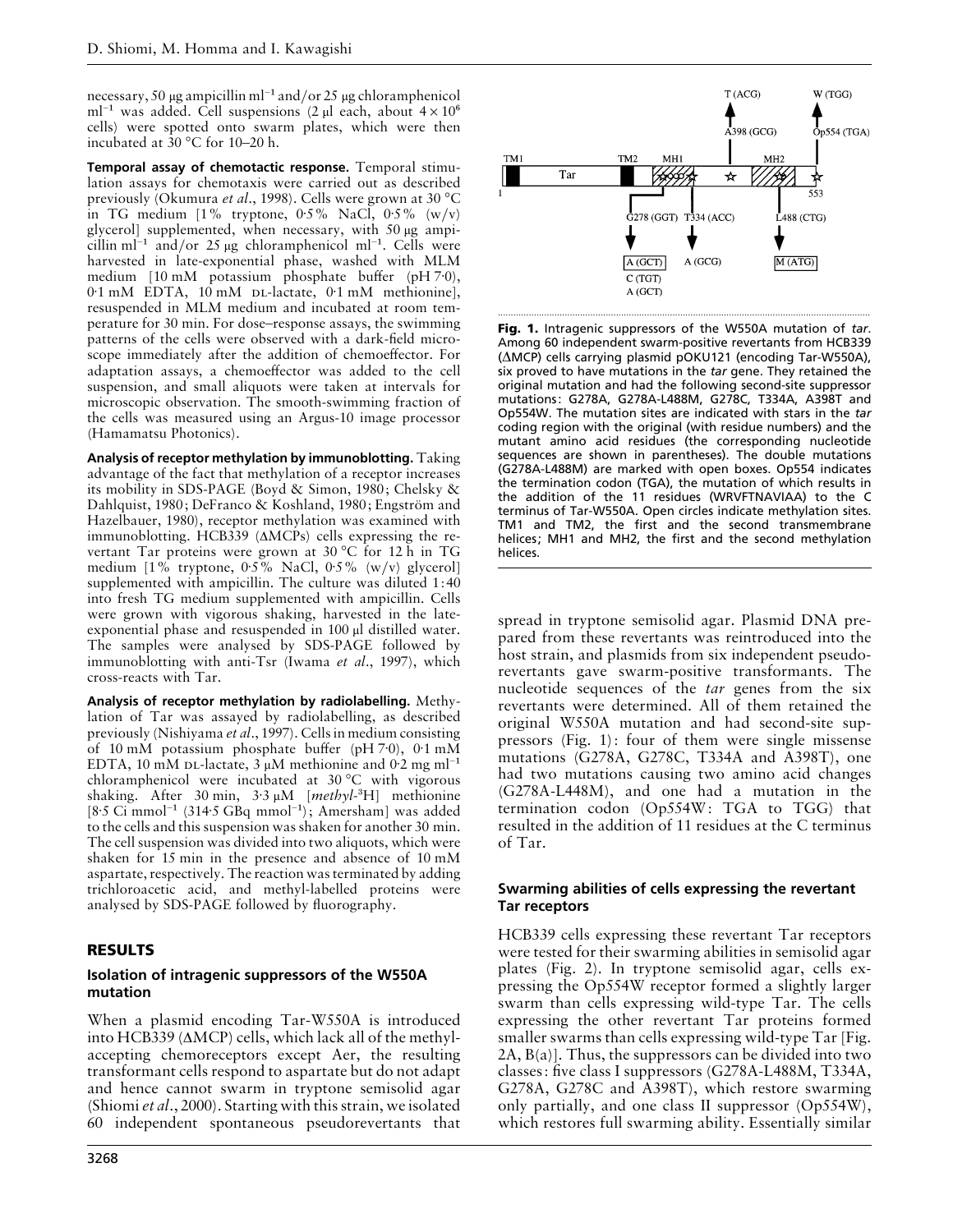necessary, 50 μg ampicillin $ml^{-1}$ and/or 25 μg chloramphenicol $ml^{-1}$ was added. Cell suspensions (2 μl each, about $4 \times 10^6$ cells) were spotted onto swarm plates, which were then incubated at 30 °C for 10–20 h.

**Temporal assay of chemotactic response.** Temporal stimulation assays for chemotaxis were carried out as described previously (Okumura *et al*., 1998). Cells were grown at 30 °C in TG medium [1% tryptone, 0·5% NaCl, 0·5% (w/v) glycerol] supplemented, when necessary, with 50 μg ampicillin $ml^{-1}$ and/or 25 μg chloramphenicol $ml^{-1}$. Cells were harvested in late-exponential phase, washed with MLM medium [10 mM potassium phosphate buffer (pH 7·0), 0·1 mM EDTA, 10 mM DL-lactate, 0·1 mM methionine], resuspended in MLM medium and incubated at room temperature for 30 min. For dose–response assays, the swimming patterns of the cells were observed with a dark-field microscope immediately after the addition of chemoeffector. For adaptation assays, a chemoeffector was added to the cell suspension, and small aliquots were taken at intervals for microscopic observation. The smooth-swimming fraction of the cells was measured using an Argus-10 image processor (Hamamatsu Photonics).

**Analysis of receptor methylation by immunoblotting.** Taking advantage of the fact that methylation of a receptor increases its mobility in SDS-PAGE (Boyd & Simon, 1980; Chelsky & Dahlquist, 1980; DeFranco & Koshland, 1980; Engström and Hazelbauer, 1980), receptor methylation was examined with immunoblotting. HCB339 (ΔMCPs) cells expressing the revertant Tar proteins were grown at 30 °C for 12 h in TG medium [1% tryptone, 0·5% NaCl, 0·5% (w/v) glycerol] supplemented with ampicillin. The culture was diluted 1:40 into fresh TG medium supplemented with ampicillin. Cells were grown with vigorous shaking, harvested in the late-exponential phase and resuspended in 100 μl distilled water. The samples were analysed by SDS-PAGE followed by immunoblotting with anti-Tsr (Iwama *et al*., 1997), which cross-reacts with Tar.

**Analysis of receptor methylation by radiolabelling.** Methylation of Tar was assayed by radiolabelling, as described previously (Nishiyama *et al*., 1997). Cells in medium consisting of 10 mM potassium phosphate buffer (pH 7·0), 0·1 mM EDTA, 10 mM DL-lactate, 3 μM methionine and 0·2 mg $ml^{-1}$ chloramphenicol were incubated at 30 °C with vigorous shaking. After 30 min, 3·3 μM [*methyl*-$^3$H] methionine [8·5 Ci $mmol^{-1}$ (314·5 GBq $mmol^{-1}$); Amersham] was added to the cells and this suspension was shaken for another 30 min. The cell suspension was divided into two aliquots, which were shaken for 15 min in the presence and absence of 10 mM aspartate, respectively. The reaction was terminated by adding trichloroacetic acid, and methyl-labelled proteins were analysed by SDS-PAGE followed by fluorography.

## RESULTS

### Isolation of intragenic suppressors of the W550A mutation

When a plasmid encoding Tar-W550A is introduced into HCB339 (ΔMCP) cells, which lack all of the methyl-accepting chemoreceptors except Aer, the resulting transformant cells respond to aspartate but do not adapt and hence cannot swarm in tryptone semisolid agar (Shiomi *et al*., 2000). Starting with this strain, we isolated 60 independent spontaneous pseudorevertants that spread in tryptone semisolid agar. Plasmid DNA prepared from these revertants was reintroduced into the host strain, and plasmids from six independent pseudorevertants gave swarm-positive transformants. The nucleotide sequences of the *tar* genes from the six revertants were determined. All of them retained the original W550A mutation and had second-site suppressors (Fig. 1): four of them were single missense mutations (G278A, G278C, T334A and A398T), one had two mutations causing two amino acid changes (G278A-L448M), and one had a mutation in the termination codon (Op554W: TGA to TGG) that resulted in the addition of 11 residues at the C terminus of Tar.

**Fig. 1.** Intragenic suppressors of the W550A mutation of *tar*. Among 60 independent swarm-positive revertants from HCB339 (ΔMCP) cells carrying plasmid pOKU121 (encoding Tar-W550A), six proved to have mutations in the *tar* gene. They retained the original mutation and had the following second-site suppressor mutations: G278A, G278A-L488M, G278C, T334A, A398T and Op554W. The mutation sites are indicated with stars in the *tar* coding region with the original (with residue numbers) and the mutant amino acid residues (the corresponding nucleotide sequences are shown in parentheses). The double mutations (G278A-L488M) are marked with open boxes. Op554 indicates the termination codon (TGA), the mutation of which results in the addition of the 11 residues (WRVFTNAVIAA) to the C terminus of Tar-W550A. Open circles indicate methylation sites. TM1 and TM2, the first and the second transmembrane helices; MH1 and MH2, the first and the second methylation helices.

### Swarming abilities of cells expressing the revertant Tar receptors

HCB339 cells expressing these revertant Tar receptors were tested for their swarming abilities in semisolid agar plates (Fig. 2). In tryptone semisolid agar, cells expressing the Op554W receptor formed a slightly larger swarm than cells expressing wild-type Tar. The cells expressing the other revertant Tar proteins formed smaller swarms than cells expressing wild-type Tar [Fig. 2A, B(a)]. Thus, the suppressors can be divided into two classes: five class I suppressors (G278A-L488M, T334A, G278A, G278C and A398T), which restore swarming only partially, and one class II suppressor (Op554W), which restores full swarming ability. Essentially similar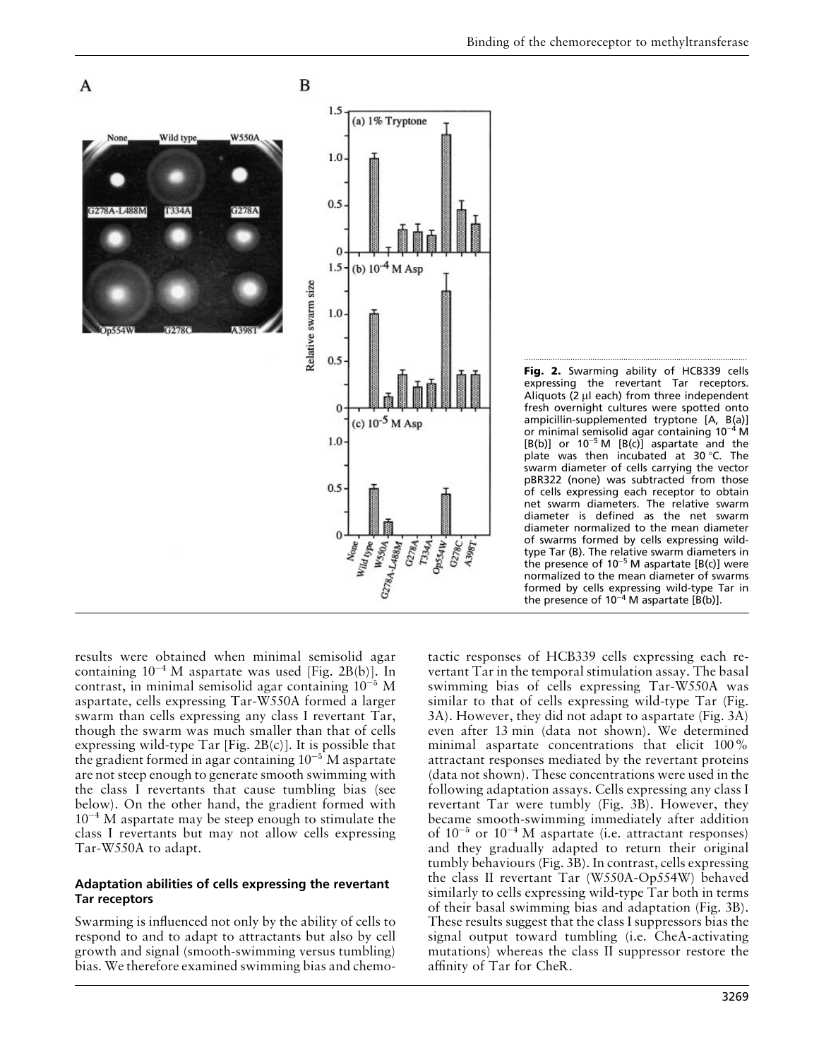**Fig. 2.** Swarming ability of HCB339 cells expressing the revertant Tar receptors. Aliquots (2 μl each) from three independent fresh overnight cultures were spotted onto ampicillin-supplemented tryptone [A, B(a)] or minimal semisolid agar containing $10^{-4}$ M [B(b)] or $10^{-5}$ M [B(c)] aspartate and the plate was then incubated at 30 °C. The swarm diameter of cells carrying the vector pBR322 (none) was subtracted from those of cells expressing each receptor to obtain net swarm diameters. The relative swarm diameter is defined as the net swarm diameter normalized to the mean diameter of swarms formed by cells expressing wild-type Tar (B). The relative swarm diameters in the presence of $10^{-5}$ M aspartate [B(c)] were normalized to the mean diameter of swarms formed by cells expressing wild-type Tar in the presence of $10^{-4}$ M aspartate [B(b)].

results were obtained when minimal semisolid agar containing $10^{-4}$ M aspartate was used [Fig. 2B(b)]. In contrast, in minimal semisolid agar containing $10^{-5}$ M aspartate, cells expressing Tar-W550A formed a larger swarm than cells expressing any class I revertant Tar, though the swarm was much smaller than that of cells expressing wild-type Tar [Fig. 2B(c)]. It is possible that the gradient formed in agar containing $10^{-5}$ M aspartate are not steep enough to generate smooth swimming with the class I revertants that cause tumbling bias (see below). On the other hand, the gradient formed with $10^{-4}$ M aspartate may be steep enough to stimulate the class I revertants but may not allow cells expressing Tar-W550A to adapt.

### Adaptation abilities of cells expressing the revertant Tar receptors

Swarming is influenced not only by the ability of cells to respond to and to adapt to attractants but also by cell growth and signal (smooth-swimming versus tumbling) bias. We therefore examined swimming bias and chemotactic responses of HCB339 cells expressing each revertant Tar in the temporal stimulation assay. The basal swimming bias of cells expressing Tar-W550A was similar to that of cells expressing wild-type Tar (Fig. 3A). However, they did not adapt to aspartate (Fig. 3A) even after 13 min (data not shown). We determined minimal aspartate concentrations that elicit 100% attractant responses mediated by the revertant proteins (data not shown). These concentrations were used in the following adaptation assays. Cells expressing any class I revertant Tar were tumbly (Fig. 3B). However, they became smooth-swimming immediately after addition of $10^{-5}$ or $10^{-4}$ M aspartate (i.e. attractant responses) and they gradually adapted to return their original tumbly behaviours (Fig. 3B). In contrast, cells expressing the class II revertant Tar (W550A-Op554W) behaved similarly to cells expressing wild-type Tar both in terms of their basal swimming bias and adaptation (Fig. 3B). These results suggest that the class I suppressors bias the signal output toward tumbling (i.e. CheA-activating mutations) whereas the class II suppressor restore the affinity of Tar for CheR.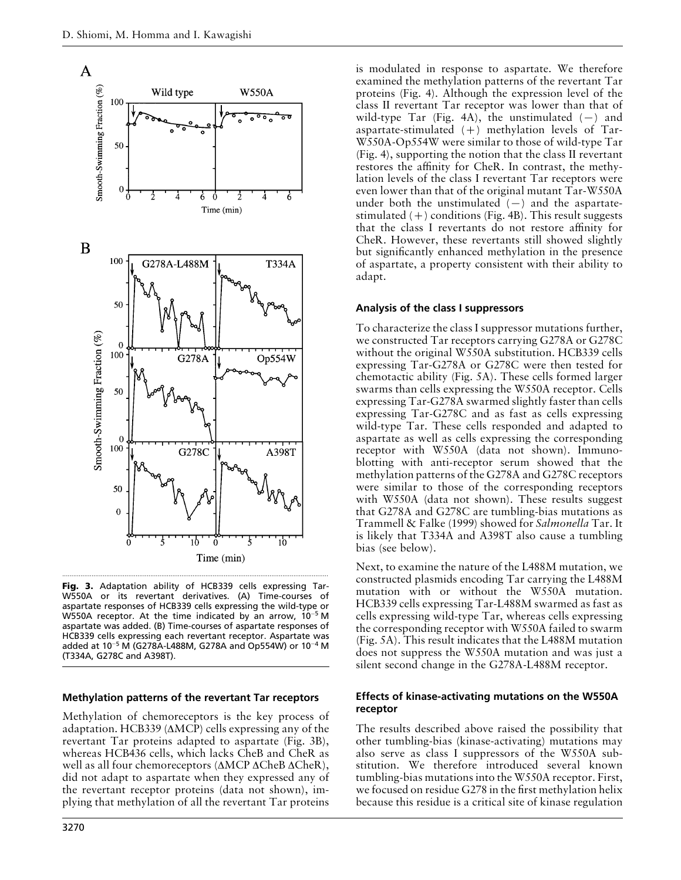**Fig. 3.** Adaptation ability of HCB339 cells expressing Tar-W550A or its revertant derivatives. (A) Time-courses of aspartate responses of HCB339 cells expressing the wild-type or W550A receptor. At the time indicated by an arrow, $10^{-5}$ M aspartate was added. (B) Time-courses of aspartate responses of HCB339 cells expressing each revertant receptor. Aspartate was added at $10^{-5}$ M (G278A-L488M, G278A and Op554W) or $10^{-4}$ M (T334A, G278C and A398T).

### Methylation patterns of the revertant Tar receptors

Methylation of chemoreceptors is the key process of adaptation. HCB339 (ΔMCP) cells expressing any of the revertant Tar proteins adapted to aspartate (Fig. 3B), whereas HCB436 cells, which lacks CheB and CheR as well as all four chemoreceptors (ΔMCP ΔCheB ΔCheR), did not adapt to aspartate when they expressed any of the revertant receptor proteins (data not shown), implying that methylation of all the revertant Tar proteins is modulated in response to aspartate. We therefore examined the methylation patterns of the revertant Tar proteins (Fig. 4). Although the expression level of the class II revertant Tar receptor was lower than that of wild-type Tar (Fig. 4A), the unstimulated (−) and aspartate-stimulated (+) methylation levels of Tar-W550A-Op554W were similar to those of wild-type Tar (Fig. 4), supporting the notion that the class II revertant restores the affinity for CheR. In contrast, the methylation levels of the class I revertant Tar receptors were even lower than that of the original mutant Tar-W550A under both the unstimulated (−) and the aspartate-stimulated (+) conditions (Fig. 4B). This result suggests that the class I revertants do not restore affinity for CheR. However, these revertants still showed slightly but significantly enhanced methylation in the presence of aspartate, a property consistent with their ability to adapt.

### Analysis of the class I suppressors

To characterize the class I suppressor mutations further, we constructed Tar receptors carrying G278A or G278C without the original W550A substitution. HCB339 cells expressing Tar-G278A or G278C were then tested for chemotactic ability (Fig. 5A). These cells formed larger swarms than cells expressing the W550A receptor. Cells expressing Tar-G278A swarmed slightly faster than cells expressing Tar-G278C and as fast as cells expressing wild-type Tar. These cells responded and adapted to aspartate as well as cells expressing the corresponding receptor with W550A (data not shown). Immunoblotting with anti-receptor serum showed that the methylation patterns of the G278A and G278C receptors were similar to those of the corresponding receptors with W550A (data not shown). These results suggest that G278A and G278C are tumbling-bias mutations as Trammell & Falke (1999) showed for *Salmonella* Tar. It is likely that T334A and A398T also cause a tumbling bias (see below).

Next, to examine the nature of the L488M mutation, we constructed plasmids encoding Tar carrying the L488M mutation with or without the W550A mutation. HCB339 cells expressing Tar-L488M swarmed as fast as cells expressing wild-type Tar, whereas cells expressing the corresponding receptor with W550A failed to swarm (Fig. 5A). This result indicates that the L488M mutation does not suppress the W550A mutation and was just a silent second change in the G278A-L488M receptor.

### Effects of kinase-activating mutations on the W550A receptor

The results described above raised the possibility that other tumbling-bias (kinase-activating) mutations may also serve as class I suppressors of the W550A substitution. We therefore introduced several known tumbling-bias mutations into the W550A receptor. First, we focused on residue G278 in the first methylation helix because this residue is a critical site of kinase regulation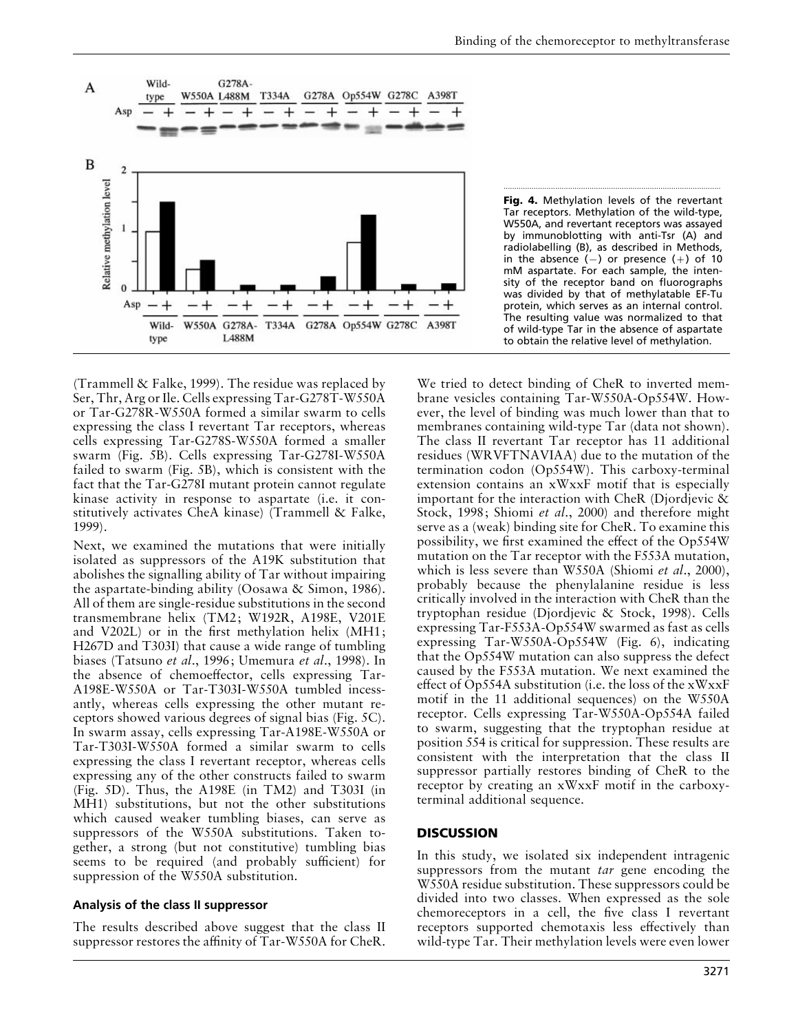**Fig. 4.** Methylation levels of the revertant Tar receptors. Methylation of the wild-type, W550A, and revertant receptors was assayed by immunoblotting with anti-Tsr (A) and radiolabelling (B), as described in Methods, in the absence (−) or presence (+) of 10 mM aspartate. For each sample, the intensity of the receptor band on fluorographs was divided by that of methylatable EF-Tu protein, which serves as an internal control. The resulting value was normalized to that of wild-type Tar in the absence of aspartate to obtain the relative level of methylation.

(Trammell & Falke, 1999). The residue was replaced by Ser, Thr, Arg or Ile. Cells expressing Tar-G278T-W550A or Tar-G278R-W550A formed a similar swarm to cells expressing the class I revertant Tar receptors, whereas cells expressing Tar-G278S-W550A formed a smaller swarm (Fig. 5B). Cells expressing Tar-G278I-W550A failed to swarm (Fig. 5B), which is consistent with the fact that the Tar-G278I mutant protein cannot regulate kinase activity in response to aspartate (i.e. it constitutively activates CheA kinase) (Trammell & Falke, 1999).

Next, we examined the mutations that were initially isolated as suppressors of the A19K substitution that abolishes the signalling ability of Tar without impairing the aspartate-binding ability (Oosawa & Simon, 1986). All of them are single-residue substitutions in the second transmembrane helix (TM2; W192R, A198E, V201E and V202L) or in the first methylation helix (MH1; H267D and T303I) that cause a wide range of tumbling biases (Tatsuno *et al*., 1996; Umemura *et al*., 1998). In the absence of chemoeffector, cells expressing Tar-A198E-W550A or Tar-T303I-W550A tumbled incessantly, whereas cells expressing the other mutant receptors showed various degrees of signal bias (Fig. 5C). In swarm assay, cells expressing Tar-A198E-W550A or Tar-T303I-W550A formed a similar swarm to cells expressing the class I revertant receptor, whereas cells expressing any of the other constructs failed to swarm (Fig. 5D). Thus, the A198E (in TM2) and T303I (in MH1) substitutions, but not the other substitutions which caused weaker tumbling biases, can serve as suppressors of the W550A substitutions. Taken together, a strong (but not constitutive) tumbling bias seems to be required (and probably sufficient) for suppression of the W550A substitution.

### Analysis of the class II suppressor

The results described above suggest that the class II suppressor restores the affinity of Tar-W550A for CheR. We tried to detect binding of CheR to inverted membrane vesicles containing Tar-W550A-Op554W. However, the level of binding was much lower than that to membranes containing wild-type Tar (data not shown). The class II revertant Tar receptor has 11 additional residues (WRVFTNAVIAA) due to the mutation of the termination codon (Op554W). This carboxy-terminal extension contains an xWxxF motif that is especially important for the interaction with CheR (Djordjevic & Stock, 1998; Shiomi *et al*., 2000) and therefore might serve as a (weak) binding site for CheR. To examine this possibility, we first examined the effect of the Op554W mutation on the Tar receptor with the F553A mutation, which is less severe than W550A (Shiomi *et al*., 2000), probably because the phenylalanine residue is less critically involved in the interaction with CheR than the tryptophan residue (Djordjevic & Stock, 1998). Cells expressing Tar-F553A-Op554W swarmed as fast as cells expressing Tar-W550A-Op554W (Fig. 6), indicating that the Op554W mutation can also suppress the defect caused by the F553A mutation. We next examined the effect of Op554A substitution (i.e. the loss of the xWxxF motif in the 11 additional sequences) on the W550A receptor. Cells expressing Tar-W550A-Op554A failed to swarm, suggesting that the tryptophan residue at position 554 is critical for suppression. These results are consistent with the interpretation that the class II suppressor partially restores binding of CheR to the receptor by creating an xWxxF motif in the carboxy-terminal additional sequence.

## DISCUSSION

In this study, we isolated six independent intragenic suppressors from the mutant *tar* gene encoding the W550A residue substitution. These suppressors could be divided into two classes. When expressed as the sole chemoreceptors in a cell, the five class I revertant receptors supported chemotaxis less effectively than wild-type Tar. Their methylation levels were even lower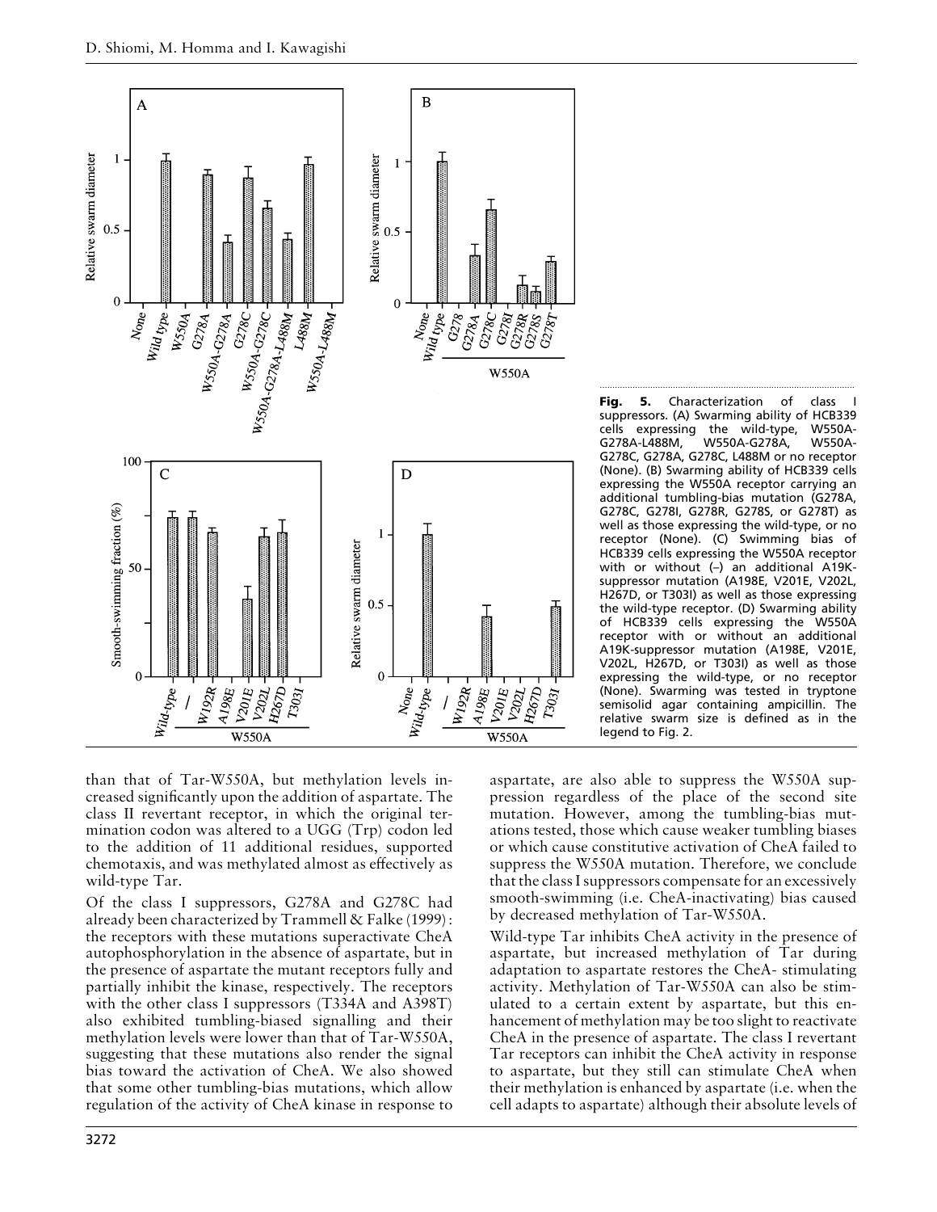**Fig. 5.** Characterization of class I suppressors. (A) Swarming ability of HCB339 cells expressing the wild-type, W550A-G278A-L488M, W550A-G278A, W550A-G278C, G278A, G278C, L488M or no receptor (None). (B) Swarming ability of HCB339 cells expressing the W550A receptor carrying an additional tumbling-bias mutation (G278A, G278C, G278I, G278R, G278S, or G278T) as well as those expressing the wild-type, or no receptor (None). (C) Swimming bias of HCB339 cells expressing the W550A receptor with or without (–) an additional A19K-suppressor mutation (A198E, V201E, V202L, H267D, or T303I) as well as those expressing the wild-type receptor. (D) Swarming ability of HCB339 cells expressing the W550A receptor with or without an additional A19K-suppressor mutation (A198E, V201E, V202L, H267D, or T303I) as well as those expressing the wild-type, or no receptor (None). Swarming was tested in tryptone semisolid agar containing ampicillin. The relative swarm size is defined as in the legend to Fig. 2.

than that of Tar-W550A, but methylation levels increased significantly upon the addition of aspartate. The class II revertant receptor, in which the original termination codon was altered to a UGG (Trp) codon led to the addition of 11 additional residues, supported chemotaxis, and was methylated almost as effectively as wild-type Tar.

Of the class I suppressors, G278A and G278C had already been characterized by Trammell & Falke (1999): the receptors with these mutations superactivate CheA autophosphorylation in the absence of aspartate, but in the presence of aspartate the mutant receptors fully and partially inhibit the kinase, respectively. The receptors with the other class I suppressors (T334A and A398T) also exhibited tumbling-biased signalling and their methylation levels were lower than that of Tar-W550A, suggesting that these mutations also render the signal bias toward the activation of CheA. We also showed that some other tumbling-bias mutations, which allow regulation of the activity of CheA kinase in response to aspartate, are also able to suppress the W550A suppression regardless of the place of the second site mutation. However, among the tumbling-bias mutations tested, those which cause weaker tumbling biases or which cause constitutive activation of CheA failed to suppress the W550A mutation. Therefore, we conclude that the class I suppressors compensate for an excessively smooth-swimming (i.e. CheA-inactivating) bias caused by decreased methylation of Tar-W550A.

Wild-type Tar inhibits CheA activity in the presence of aspartate, but increased methylation of Tar during adaptation to aspartate restores the CheA- stimulating activity. Methylation of Tar-W550A can also be stimulated to a certain extent by aspartate, but this enhancement of methylation may be too slight to reactivate CheA in the presence of aspartate. The class I revertant Tar receptors can inhibit the CheA activity in response to aspartate, but they still can stimulate CheA when their methylation is enhanced by aspartate (i.e. when the cell adapts to aspartate) although their absolute levels of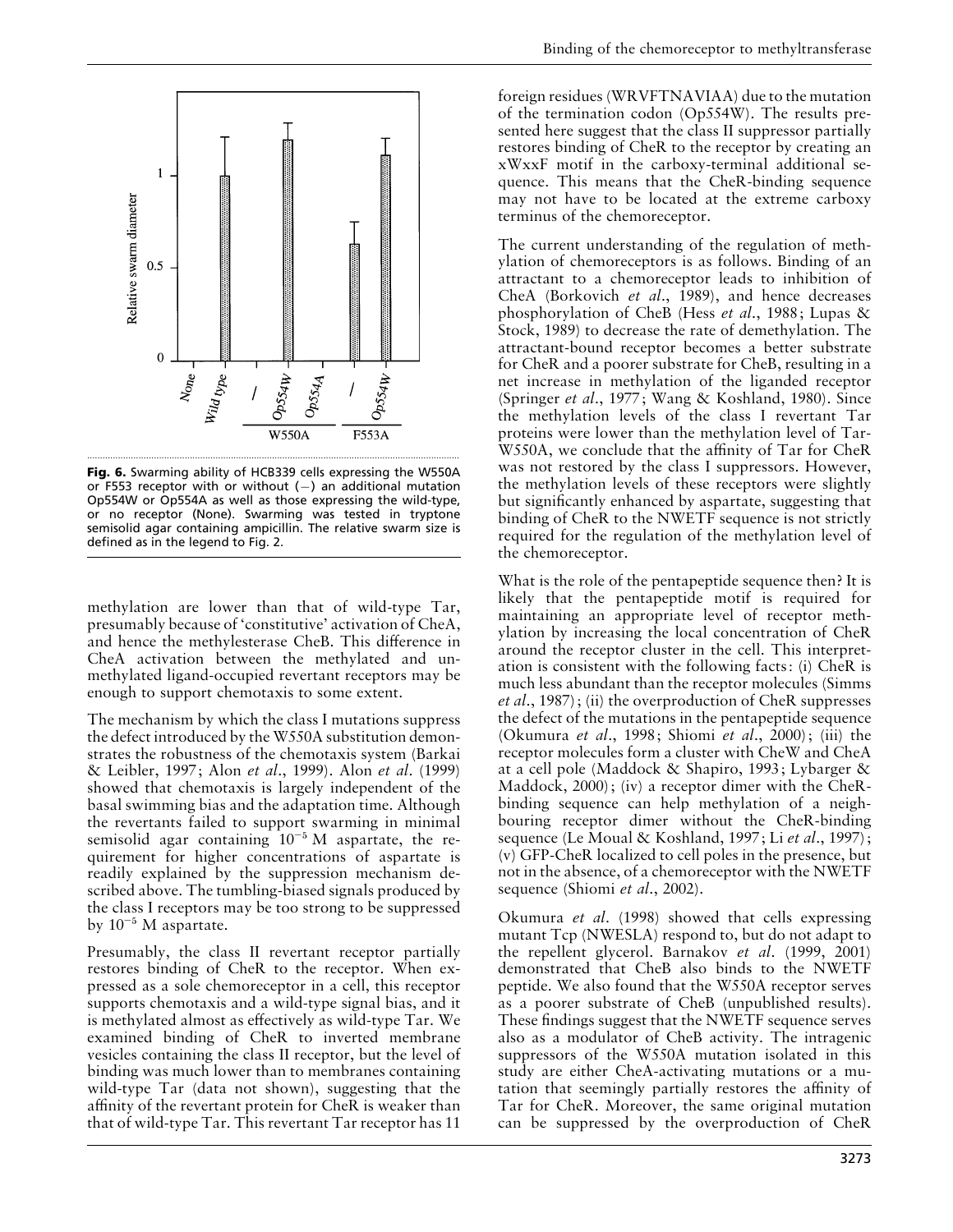**Fig. 6.** Swarming ability of HCB339 cells expressing the W550A or F553 receptor with or without (–) an additional mutation Op554W or Op554A as well as those expressing the wild-type, or no receptor (None). Swarming was tested in tryptone semisolid agar containing ampicillin. The relative swarm size is defined as in the legend to Fig. 2.

methylation are lower than that of wild-type Tar, presumably because of 'constitutive' activation of CheA, and hence the methylesterase CheB. This difference in CheA activation between the methylated and unmethylated ligand-occupied revertant receptors may be enough to support chemotaxis to some extent.

The mechanism by which the class I mutations suppress the defect introduced by the W550A substitution demonstrates the robustness of the chemotaxis system (Barkai & Leibler, 1997; Alon *et al.*, 1999). Alon *et al.* (1999) showed that chemotaxis is largely independent of the basal swimming bias and the adaptation time. Although the revertants failed to support swarming in minimal semisolid agar containing $10^{-5}$ M aspartate, the requirement for higher concentrations of aspartate is readily explained by the suppression mechanism described above. The tumbling-biased signals produced by the class I receptors may be too strong to be suppressed by $10^{-5}$ M aspartate.

Presumably, the class II revertant receptor partially restores binding of CheR to the receptor. When expressed as a sole chemoreceptor in a cell, this receptor supports chemotaxis and a wild-type signal bias, and it is methylated almost as effectively as wild-type Tar. We examined binding of CheR to inverted membrane vesicles containing the class II receptor, but the level of binding was much lower than to membranes containing wild-type Tar (data not shown), suggesting that the affinity of the revertant protein for CheR is weaker than that of wild-type Tar. This revertant Tar receptor has 11 foreign residues (WRVFTNAVIAA) due to the mutation of the termination codon (Op554W). The results presented here suggest that the class II suppressor partially restores binding of CheR to the receptor by creating an xWxxF motif in the carboxy-terminal additional sequence. This means that the CheR-binding sequence may not have to be located at the extreme carboxy terminus of the chemoreceptor.

The current understanding of the regulation of methylation of chemoreceptors is as follows. Binding of an attractant to a chemoreceptor leads to inhibition of CheA (Borkovich *et al.*, 1989), and hence decreases phosphorylation of CheB (Hess *et al.*, 1988; Lupas & Stock, 1989) to decrease the rate of demethylation. The attractant-bound receptor becomes a better substrate for CheR and a poorer substrate for CheB, resulting in a net increase in methylation of the liganded receptor (Springer *et al.*, 1977; Wang & Koshland, 1980). Since the methylation levels of the class I revertant Tar proteins were lower than the methylation level of Tar-W550A, we conclude that the affinity of Tar for CheR was not restored by the class I suppressors. However, the methylation levels of these receptors were slightly but significantly enhanced by aspartate, suggesting that binding of CheR to the NWETF sequence is not strictly required for the regulation of the methylation level of the chemoreceptor.

What is the role of the pentapeptide sequence then? It is likely that the pentapeptide motif is required for maintaining an appropriate level of receptor methylation by increasing the local concentration of CheR around the receptor cluster in the cell. This interpretation is consistent with the following facts: (i) CheR is much less abundant than the receptor molecules (Simms *et al.*, 1987); (ii) the overproduction of CheR suppresses the defect of the mutations in the pentapeptide sequence (Okumura *et al.*, 1998; Shiomi *et al.*, 2000); (iii) the receptor molecules form a cluster with CheW and CheA at a cell pole (Maddock & Shapiro, 1993; Lybarger & Maddock, 2000); (iv) a receptor dimer with the CheR-binding sequence can help methylation of a neighbouring receptor dimer without the CheR-binding sequence (Le Moual & Koshland, 1997; Li *et al.*, 1997); (v) GFP-CheR localized to cell poles in the presence, but not in the absence, of a chemoreceptor with the NWETF sequence (Shiomi *et al.*, 2002).

Okumura *et al.* (1998) showed that cells expressing mutant Tcp (NWESLA) respond to, but do not adapt to the repellent glycerol. Barnakov *et al.* (1999, 2001) demonstrated that CheB also binds to the NWETF peptide. We also found that the W550A receptor serves as a poorer substrate of CheB (unpublished results). These findings suggest that the NWETF sequence serves also as a modulator of CheB activity. The intragenic suppressors of the W550A mutation isolated in this study are either CheA-activating mutations or a mutation that seemingly partially restores the affinity of Tar for CheR. Moreover, the same original mutation can be suppressed by the overproduction of CheR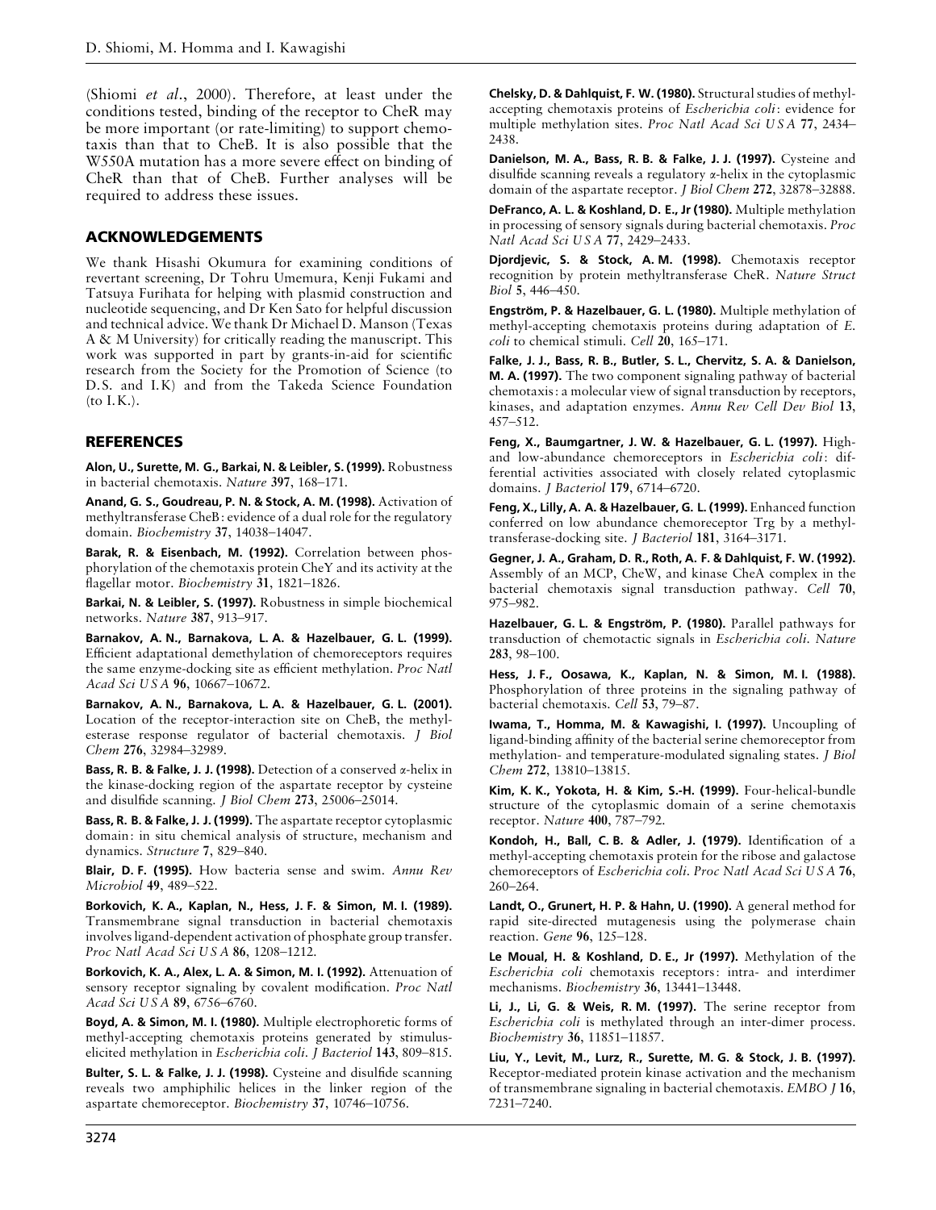(Shiomi *et al*., 2000). Therefore, at least under the conditions tested, binding of the receptor to CheR may be more important (or rate-limiting) to support chemotaxis than that to CheB. It is also possible that the W550A mutation has a more severe effect on binding of CheR than that of CheB. Further analyses will be required to address these issues.

## ACKNOWLEDGEMENTS

We thank Hisashi Okumura for examining conditions of revertant screening, Dr Tohru Umemura, Kenji Fukami and Tatsuya Furihata for helping with plasmid construction and nucleotide sequencing, and Dr Ken Sato for helpful discussion and technical advice. We thank Dr Michael D. Manson (Texas A & M University) for critically reading the manuscript. This work was supported in part by grants-in-aid for scientific research from the Society for the Promotion of Science (to D.S. and I.K) and from the Takeda Science Foundation (to I.K.).

## REFERENCES

**Alon, U., Surette, M. G., Barkai, N. & Leibler, S. (1999).** Robustness in bacterial chemotaxis. *Nature* **397**, 168–171.

**Anand, G. S., Goudreau, P. N. & Stock, A. M. (1998).** Activation of methyltransferase CheB: evidence of a dual role for the regulatory domain. *Biochemistry* **37**, 14038–14047.

**Barak, R. & Eisenbach, M. (1992).** Correlation between phosphorylation of the chemotaxis protein CheY and its activity at the flagellar motor. *Biochemistry* **31**, 1821–1826.

**Barkai, N. & Leibler, S. (1997).** Robustness in simple biochemical networks. *Nature* **387**, 913–917.

**Barnakov, A. N., Barnakova, L. A. & Hazelbauer, G. L. (1999).** Efficient adaptational demethylation of chemoreceptors requires the same enzyme-docking site as efficient methylation. *Proc Natl Acad Sci U S A* **96**, 10667–10672.

**Barnakov, A. N., Barnakova, L. A. & Hazelbauer, G. L. (2001).** Location of the receptor-interaction site on CheB, the methylesterase response regulator of bacterial chemotaxis. *J Biol Chem* **276**, 32984–32989.

**Bass, R. B. & Falke, J. J. (1998).** Detection of a conserved α-helix in the kinase-docking region of the aspartate receptor by cysteine and disulfide scanning. *J Biol Chem* **273**, 25006–25014.

**Bass, R. B. & Falke, J. J. (1999).** The aspartate receptor cytoplasmic domain: in situ chemical analysis of structure, mechanism and dynamics. *Structure* **7**, 829–840.

**Blair, D. F. (1995).** How bacteria sense and swim. *Annu Rev Microbiol* **49**, 489–522.

**Borkovich, K. A., Kaplan, N., Hess, J. F. & Simon, M. I. (1989).** Transmembrane signal transduction in bacterial chemotaxis involves ligand-dependent activation of phosphate group transfer. *Proc Natl Acad Sci U S A* **86**, 1208–1212.

**Borkovich, K. A., Alex, L. A. & Simon, M. I. (1992).** Attenuation of sensory receptor signaling by covalent modification. *Proc Natl Acad Sci U S A* **89**, 6756–6760.

**Boyd, A. & Simon, M. I. (1980).** Multiple electrophoretic forms of methyl-accepting chemotaxis proteins generated by stimulus-elicited methylation in *Escherichia coli*. *J Bacteriol* **143**, 809–815.

**Bulter, S. L. & Falke, J. J. (1998).** Cysteine and disulfide scanning reveals two amphiphilic helices in the linker region of the aspartate chemoreceptor. *Biochemistry* **37**, 10746–10756.

**Chelsky, D. & Dahlquist, F. W. (1980).** Structural studies of methyl-accepting chemotaxis proteins of *Escherichia coli*: evidence for multiple methylation sites. *Proc Natl Acad Sci U S A* **77**, 2434–2438.

**Danielson, M. A., Bass, R. B. & Falke, J. J. (1997).** Cysteine and disulfide scanning reveals a regulatory α-helix in the cytoplasmic domain of the aspartate receptor. *J Biol Chem* **272**, 32878–32888.

**DeFranco, A. L. & Koshland, D. E., Jr (1980).** Multiple methylation in processing of sensory signals during bacterial chemotaxis. *Proc Natl Acad Sci U S A* **77**, 2429–2433.

**Djordjevic, S. & Stock, A. M. (1998).** Chemotaxis receptor recognition by protein methyltransferase CheR. *Nature Struct Biol* **5**, 446–450.

**Engström, P. & Hazelbauer, G. L. (1980).** Multiple methylation of methyl-accepting chemotaxis proteins during adaptation of *E. coli* to chemical stimuli. *Cell* **20**, 165–171.

**Falke, J. J., Bass, R. B., Butler, S. L., Chervitz, S. A. & Danielson, M. A. (1997).** The two component signaling pathway of bacterial chemotaxis: a molecular view of signal transduction by receptors, kinases, and adaptation enzymes. *Annu Rev Cell Dev Biol* **13**, 457–512.

**Feng, X., Baumgartner, J. W. & Hazelbauer, G. L. (1997).** High- and low-abundance chemoreceptors in *Escherichia coli*: differential activities associated with closely related cytoplasmic domains. *J Bacteriol* **179**, 6714–6720.

**Feng, X., Lilly, A. A. & Hazelbauer, G. L. (1999).** Enhanced function conferred on low abundance chemoreceptor Trg by a methyltransferase-docking site. *J Bacteriol* **181**, 3164–3171.

**Gegner, J. A., Graham, D. R., Roth, A. F. & Dahlquist, F. W. (1992).** Assembly of an MCP, CheW, and kinase CheA complex in the bacterial chemotaxis signal transduction pathway. *Cell* **70**, 975–982.

**Hazelbauer, G. L. & Engström, P. (1980).** Parallel pathways for transduction of chemotactic signals in *Escherichia coli*. *Nature* **283**, 98–100.

**Hess, J. F., Oosawa, K., Kaplan, N. & Simon, M. I. (1988).** Phosphorylation of three proteins in the signaling pathway of bacterial chemotaxis. *Cell* **53**, 79–87.

**Iwama, T., Homma, M. & Kawagishi, I. (1997).** Uncoupling of ligand-binding affinity of the bacterial serine chemoreceptor from methylation- and temperature-modulated signaling states. *J Biol Chem* **272**, 13810–13815.

**Kim, K. K., Yokota, H. & Kim, S.-H. (1999).** Four-helical-bundle structure of the cytoplasmic domain of a serine chemotaxis receptor. *Nature* **400**, 787–792.

**Kondoh, H., Ball, C. B. & Adler, J. (1979).** Identification of a methyl-accepting chemotaxis protein for the ribose and galactose chemoreceptors of *Escherichia coli*. *Proc Natl Acad Sci U S A* **76**, 260–264.

**Landt, O., Grunert, H. P. & Hahn, U. (1990).** A general method for rapid site-directed mutagenesis using the polymerase chain reaction. *Gene* **96**, 125–128.

**Le Moual, H. & Koshland, D. E., Jr (1997).** Methylation of the *Escherichia coli* chemotaxis receptors: intra- and interdimer mechanisms. *Biochemistry* **36**, 13441–13448.

**Li, J., Li, G. & Weis, R. M. (1997).** The serine receptor from *Escherichia coli* is methylated through an inter-dimer process. *Biochemistry* **36**, 11851–11857.

**Liu, Y., Levit, M., Lurz, R., Surette, M. G. & Stock, J. B. (1997).** Receptor-mediated protein kinase activation and the mechanism of transmembrane signaling in bacterial chemotaxis. *EMBO J* **16**, 7231–7240.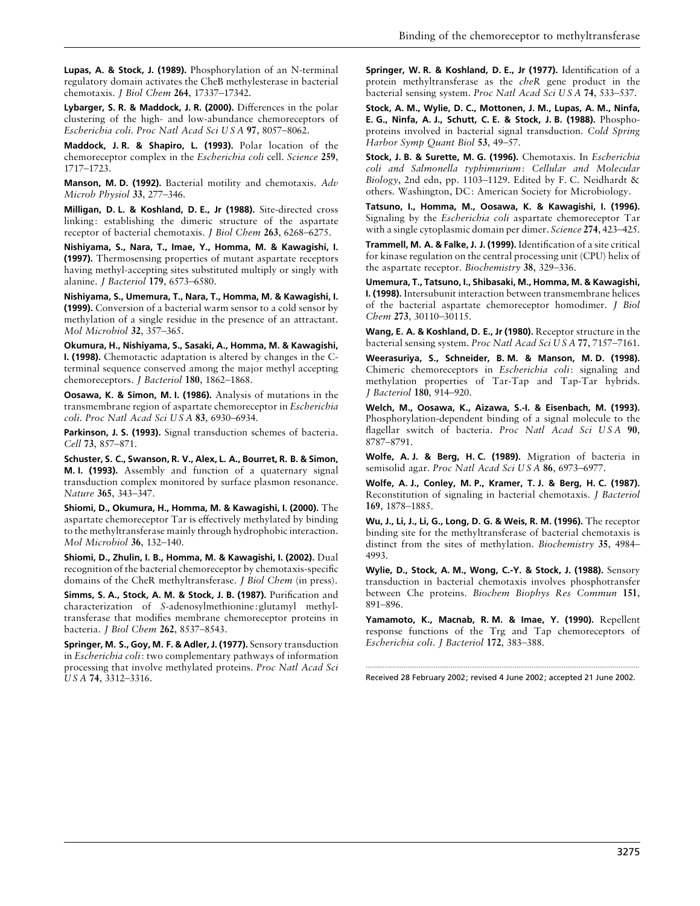**Lupas, A. & Stock, J. (1989).** Phosphorylation of an N-terminal regulatory domain activates the CheB methylesterase in bacterial chemotaxis. *J Biol Chem* **264**, 17337–17342.

**Lybarger, S. R. & Maddock, J. R. (2000).** Differences in the polar clustering of the high- and low-abundance chemoreceptors of *Escherichia coli*. *Proc Natl Acad Sci U S A* **97**, 8057–8062.

**Maddock, J. R. & Shapiro, L. (1993).** Polar location of the chemoreceptor complex in the *Escherichia coli* cell. *Science* **259**, 1717–1723.

**Manson, M. D. (1992).** Bacterial motility and chemotaxis. *Adv Microb Physiol* **33**, 277–346.

**Milligan, D. L. & Koshland, D. E., Jr (1988).** Site-directed cross linking: establishing the dimeric structure of the aspartate receptor of bacterial chemotaxis. *J Biol Chem* **263**, 6268–6275.

**Nishiyama, S., Nara, T., Imae, Y., Homma, M. & Kawagishi, I. (1997).** Thermosensing properties of mutant aspartate receptors having methyl-accepting sites substituted multiply or singly with alanine. *J Bacteriol* **179**, 6573–6580.

**Nishiyama, S., Umemura, T., Nara, T., Homma, M. & Kawagishi, I. (1999).** Conversion of a bacterial warm sensor to a cold sensor by methylation of a single residue in the presence of an attractant. *Mol Microbiol* **32**, 357–365.

**Okumura, H., Nishiyama, S., Sasaki, A., Homma, M. & Kawagishi, I. (1998).** Chemotactic adaptation is altered by changes in the C-terminal sequence conserved among the major methyl accepting chemoreceptors. *J Bacteriol* **180**, 1862–1868.

**Oosawa, K. & Simon, M. I. (1986).** Analysis of mutations in the transmembrane region of aspartate chemoreceptor in *Escherichia coli*. *Proc Natl Acad Sci U S A* **83**, 6930–6934.

**Parkinson, J. S. (1993).** Signal transduction schemes of bacteria. *Cell* **73**, 857–871.

**Schuster, S. C., Swanson, R. V., Alex, L. A., Bourret, R. B. & Simon, M. I. (1993).** Assembly and function of a quaternary signal transduction complex monitored by surface plasmon resonance. *Nature* **365**, 343–347.

**Shiomi, D., Okumura, H., Homma, M. & Kawagishi, I. (2000).** The aspartate chemoreceptor Tar is effectively methylated by binding to the methyltransferase mainly through hydrophobic interaction. *Mol Microbiol* **36**, 132–140.

**Shiomi, D., Zhulin, I. B., Homma, M. & Kawagishi, I. (2002).** Dual recognition of the bacterial chemoreceptor by chemotaxis-specific domains of the CheR methyltransferase. *J Biol Chem* (in press).

**Simms, S. A., Stock, A. M. & Stock, J. B. (1987).** Purification and characterization of *S*-adenosylmethionine:glutamyl methyltransferase that modifies membrane chemoreceptor proteins in bacteria. *J Biol Chem* **262**, 8537–8543.

**Springer, M. S., Goy, M. F. & Adler, J. (1977).** Sensory transduction in *Escherichia coli*: two complementary pathways of information processing that involve methylated proteins. *Proc Natl Acad Sci U S A* **74**, 3312–3316.

**Springer, W. R. & Koshland, D. E., Jr (1977).** Identification of a protein methyltransferase as the *cheR* gene product in the bacterial sensing system. *Proc Natl Acad Sci U S A* **74**, 533–537.

**Stock, A. M., Wylie, D. C., Mottonen, J. M., Lupas, A. M., Ninfa, E. G., Ninfa, A. J., Schutt, C. E. & Stock, J. B. (1988).** Phosphoproteins involved in bacterial signal transduction. *Cold Spring Harbor Symp Quant Biol* **53**, 49–57.

**Stock, J. B. & Surette, M. G. (1996).** Chemotaxis. In *Escherichia coli and Salmonella typhimurium: Cellular and Molecular Biology*, 2nd edn, pp. 1103–1129. Edited by F. C. Neidhardt & others. Washington, DC: American Society for Microbiology.

**Tatsuno, I., Homma, M., Oosawa, K. & Kawagishi, I. (1996).** Signaling by the *Escherichia coli* aspartate chemoreceptor Tar with a single cytoplasmic domain per dimer. *Science* **274**, 423–425.

**Trammell, M. A. & Falke, J. J. (1999).** Identification of a site critical for kinase regulation on the central processing unit (CPU) helix of the aspartate receptor. *Biochemistry* **38**, 329–336.

**Umemura, T., Tatsuno, I., Shibasaki, M., Homma, M. & Kawagishi, I. (1998).** Intersubunit interaction between transmembrane helices of the bacterial aspartate chemoreceptor homodimer. *J Biol Chem* **273**, 30110–30115.

**Wang, E. A. & Koshland, D. E., Jr (1980).** Receptor structure in the bacterial sensing system. *Proc Natl Acad Sci U S A* **77**, 7157–7161.

**Weerasuriya, S., Schneider, B. M. & Manson, M. D. (1998).** Chimeric chemoreceptors in *Escherichia coli*: signaling and methylation properties of Tar-Tap and Tap-Tar hybrids. *J Bacteriol* **180**, 914–920.

**Welch, M., Oosawa, K., Aizawa, S.-I. & Eisenbach, M. (1993).** Phosphorylation-dependent binding of a signal molecule to the flagellar switch of bacteria. *Proc Natl Acad Sci U S A* **90**, 8787–8791.

**Wolfe, A. J. & Berg, H. C. (1989).** Migration of bacteria in semisolid agar. *Proc Natl Acad Sci U S A* **86**, 6973–6977.

**Wolfe, A. J., Conley, M. P., Kramer, T. J. & Berg, H. C. (1987).** Reconstitution of signaling in bacterial chemotaxis. *J Bacteriol* **169**, 1878–1885.

**Wu, J., Li, J., Li, G., Long, D. G. & Weis, R. M. (1996).** The receptor binding site for the methyltransferase of bacterial chemotaxis is distinct from the sites of methylation. *Biochemistry* **35**, 4984–4993.

**Wylie, D., Stock, A. M., Wong, C.-Y. & Stock, J. (1988).** Sensory transduction in bacterial chemotaxis involves phosphotransfer between Che proteins. *Biochem Biophys Res Commun* **151**, 891–896.

**Yamamoto, K., Macnab, R. M. & Imae, Y. (1990).** Repellent response functions of the Trg and Tap chemoreceptors of *Escherichia coli*. *J Bacteriol* **172**, 383–388.

Received 28 February 2002; revised 4 June 2002; accepted 21 June 2002.